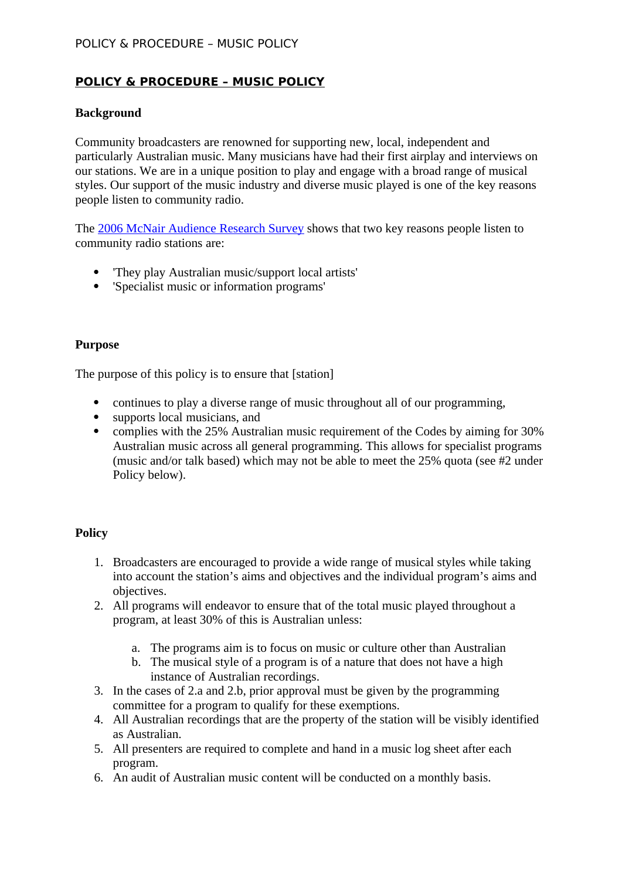# POLICY & PROCEDURE – MUSIC POLICY

## Background

Community broadcasters are renowned for supporting new, local, independent and particularly Australian music. Many musicians have had their first airplay and interviews on our stations. We are in a unique position to play and engage with a broad range of musical styles. Our support of the music industry and diverse music played is one of the key reasons people listen to community radio.

The 2006 McNair Audience Research Survey shows that two key reasons people listen to community radio stations are:

- 'They play Australian music/support local artists'
- 'Specialist music or information programs'

## Purpose

The purpose of this policy is to ensure that [station]

- continues to play a diverse range of music throughout all of our programming,
- supports local musicians, and
- complies with the 25% Australian music requirement of the Codes by aiming for 30% Australian music across all general programming. This allows for specialist programs (music and/or talk based) which may not be able to meet the 25% quota (see #2 under Policy below).

## Policy

1. Broadcasters are encouraged to provide a wide range of musical styles while taking into account the station's aims and objectives and the individual program's aims and objectives.
2. All programs will endeavor to ensure that of the total music played throughout a program, at least 30% of this is Australian unless:
   a. The programs aim is to focus on music or culture other than Australian
   b. The musical style of a program is of a nature that does not have a high instance of Australian recordings.
3. In the cases of 2.a and 2.b, prior approval must be given by the programming committee for a program to qualify for these exemptions.
4. All Australian recordings that are the property of the station will be visibly identified as Australian.
5. All presenters are required to complete and hand in a music log sheet after each program.
6. An audit of Australian music content will be conducted on a monthly basis.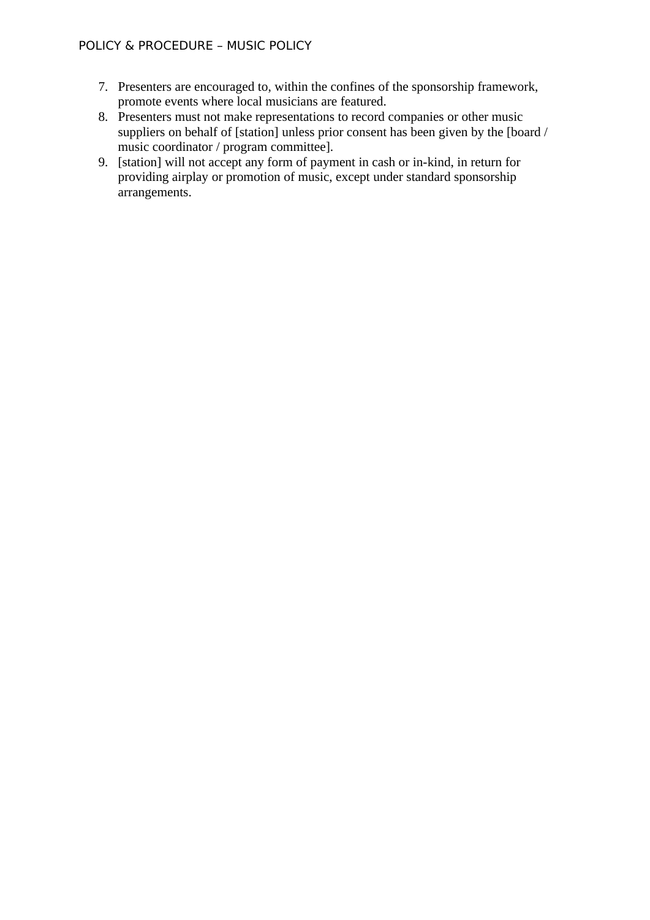7. Presenters are encouraged to, within the confines of the sponsorship framework, promote events where local musicians are featured.
8. Presenters must not make representations to record companies or other music suppliers on behalf of [station] unless prior consent has been given by the [board / music coordinator / program committee].
9. [station] will not accept any form of payment in cash or in-kind, in return for providing airplay or promotion of music, except under standard sponsorship arrangements.